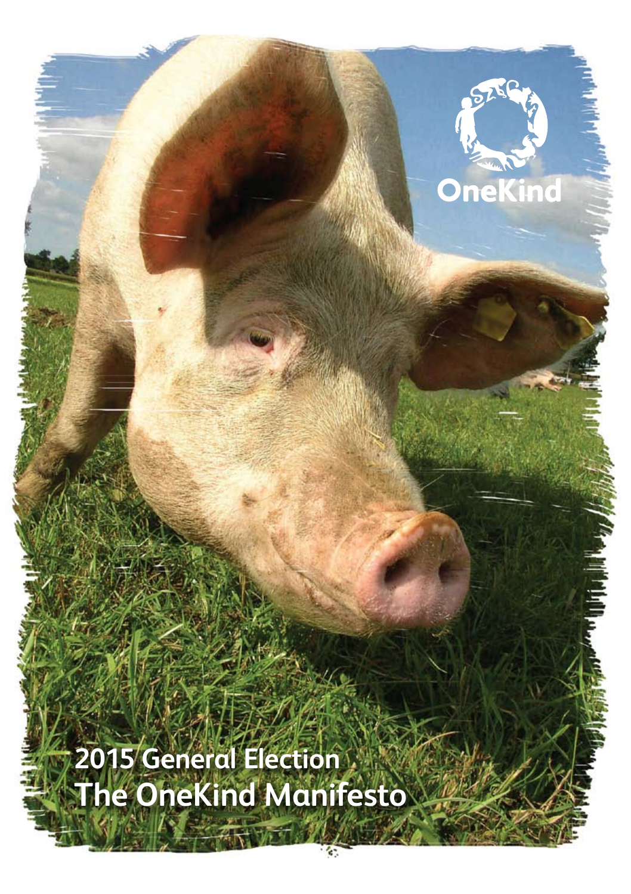OneKind

# 2015 General Election
# The OneKind Manifesto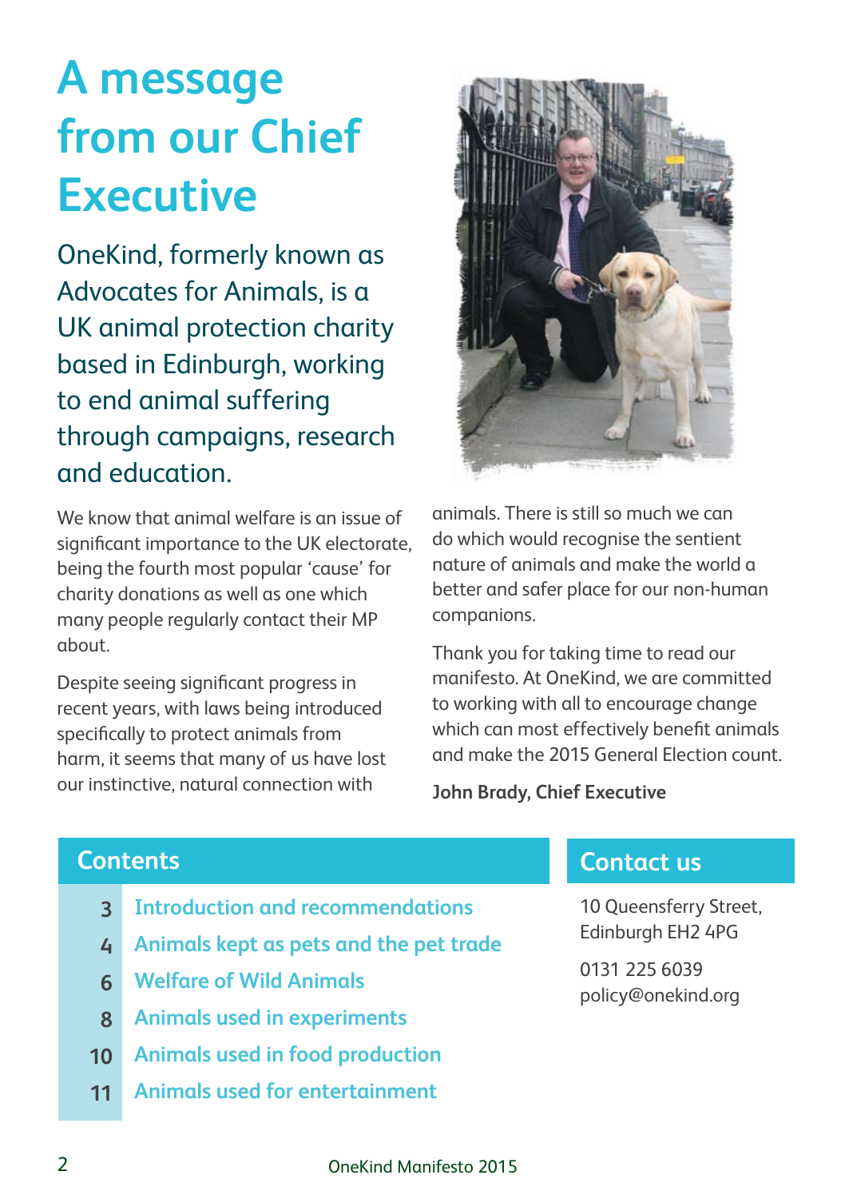# A message from our Chief Executive

OneKind, formerly known as Advocates for Animals, is a UK animal protection charity based in Edinburgh, working to end animal suffering through campaigns, research and education.

We know that animal welfare is an issue of significant importance to the UK electorate, being the fourth most popular 'cause' for charity donations as well as one which many people regularly contact their MP about.

Despite seeing significant progress in recent years, with laws being introduced specifically to protect animals from harm, it seems that many of us have lost our instinctive, natural connection with animals. There is still so much we can do which would recognise the sentient nature of animals and make the world a better and safer place for our non-human companions.

Thank you for taking time to read our manifesto. At OneKind, we are committed to working with all to encourage change which can most effectively benefit animals and make the 2015 General Election count.

**John Brady, Chief Executive**

## Contents

| | |
|---|---|
| 3 | Introduction and recommendations |
| 4 | Animals kept as pets and the pet trade |
| 6 | Welfare of Wild Animals |
| 8 | Animals used in experiments |
| 10 | Animals used in food production |
| 11 | Animals used for entertainment |

## Contact us

10 Queensferry Street,
Edinburgh EH2 4PG

0131 225 6039
policy@onekind.org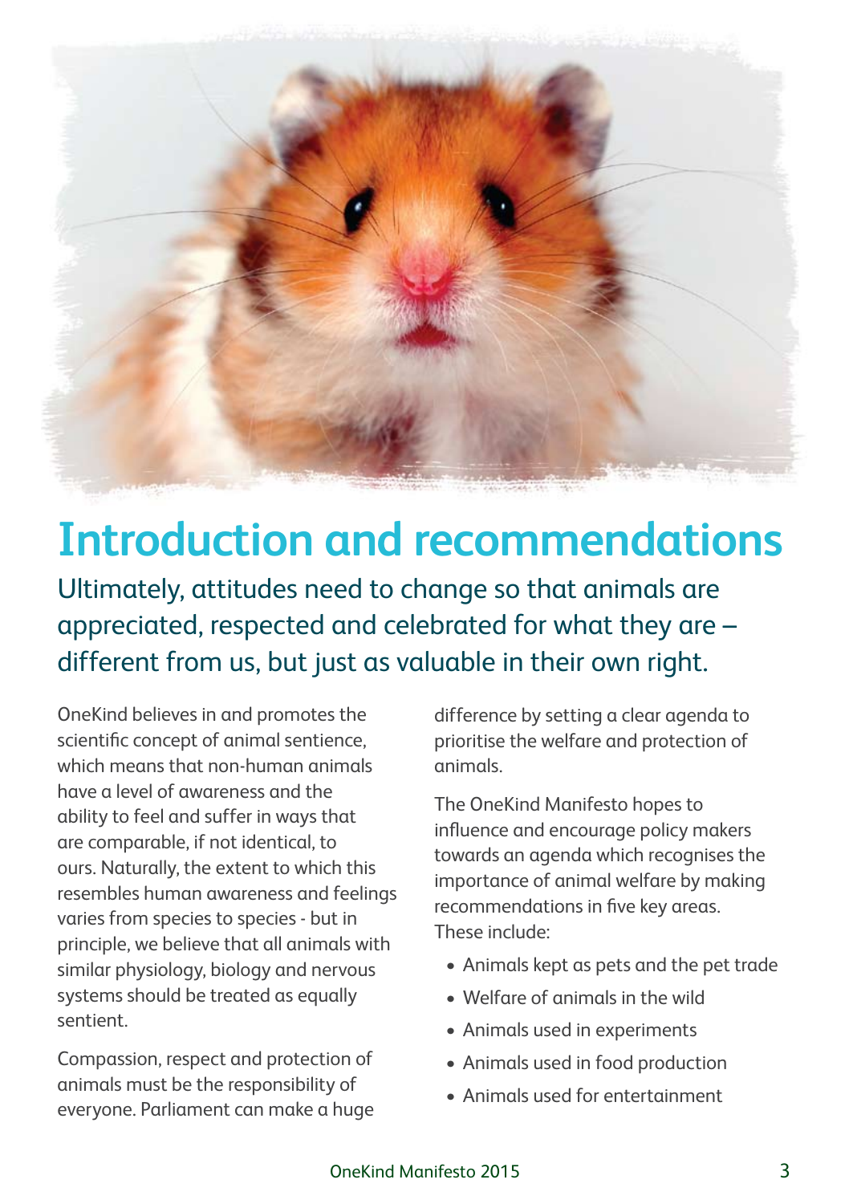# Introduction and recommendations

Ultimately, attitudes need to change so that animals are appreciated, respected and celebrated for what they are – different from us, but just as valuable in their own right.

OneKind believes in and promotes the scientific concept of animal sentience, which means that non-human animals have a level of awareness and the ability to feel and suffer in ways that are comparable, if not identical, to ours. Naturally, the extent to which this resembles human awareness and feelings varies from species to species - but in principle, we believe that all animals with similar physiology, biology and nervous systems should be treated as equally sentient.

Compassion, respect and protection of animals must be the responsibility of everyone. Parliament can make a huge difference by setting a clear agenda to prioritise the welfare and protection of animals.

The OneKind Manifesto hopes to influence and encourage policy makers towards an agenda which recognises the importance of animal welfare by making recommendations in five key areas. These include:

- Animals kept as pets and the pet trade
- Welfare of animals in the wild
- Animals used in experiments
- Animals used in food production
- Animals used for entertainment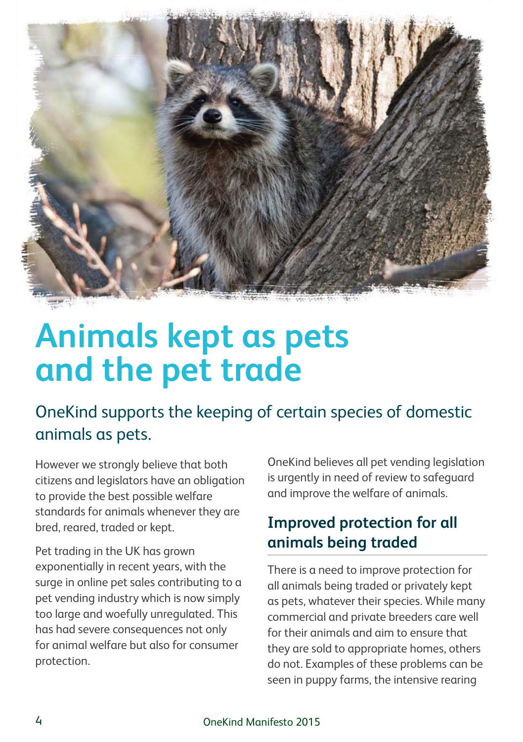# Animals kept as pets and the pet trade

## OneKind supports the keeping of certain species of domestic animals as pets.

However we strongly believe that both citizens and legislators have an obligation to provide the best possible welfare standards for animals whenever they are bred, reared, traded or kept.

Pet trading in the UK has grown exponentially in recent years, with the surge in online pet sales contributing to a pet vending industry which is now simply too large and woefully unregulated. This has had severe consequences not only for animal welfare but also for consumer protection.

OneKind believes all pet vending legislation is urgently in need of review to safeguard and improve the welfare of animals.

### Improved protection for all animals being traded

There is a need to improve protection for all animals being traded or privately kept as pets, whatever their species. While many commercial and private breeders care well for their animals and aim to ensure that they are sold to appropriate homes, others do not. Examples of these problems can be seen in puppy farms, the intensive rearing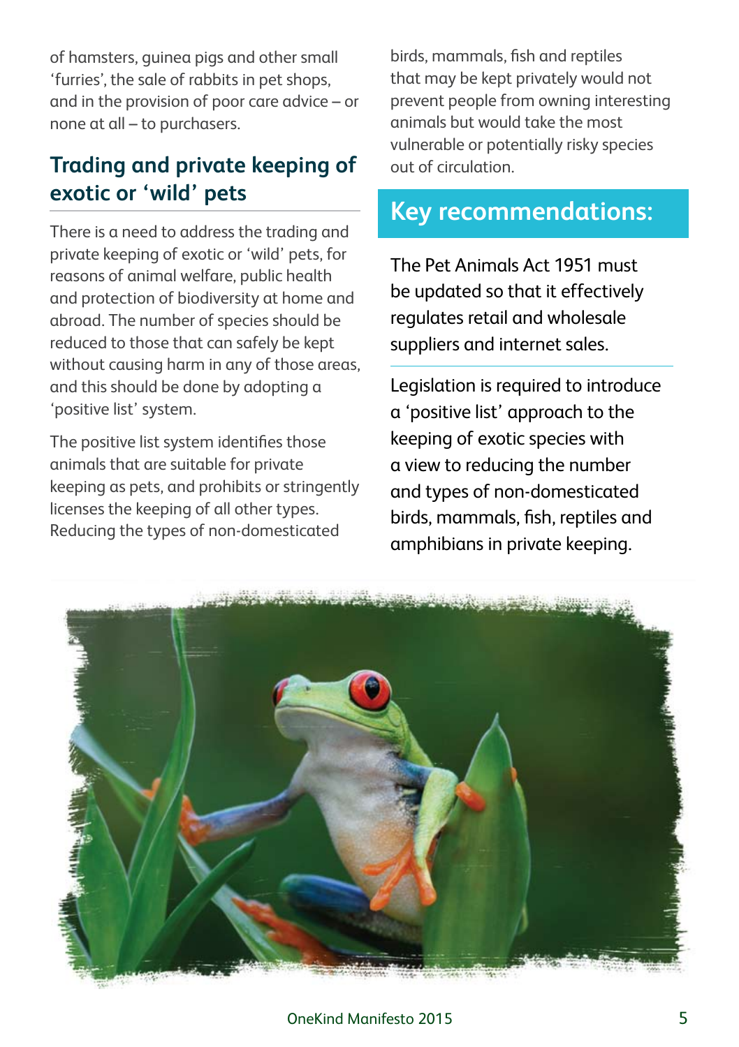of hamsters, guinea pigs and other small 'furries', the sale of rabbits in pet shops, and in the provision of poor care advice – or none at all – to purchasers.

## Trading and private keeping of exotic or 'wild' pets

There is a need to address the trading and private keeping of exotic or 'wild' pets, for reasons of animal welfare, public health and protection of biodiversity at home and abroad. The number of species should be reduced to those that can safely be kept without causing harm in any of those areas, and this should be done by adopting a 'positive list' system.

The positive list system identifies those animals that are suitable for private keeping as pets, and prohibits or stringently licenses the keeping of all other types. Reducing the types of non-domesticated birds, mammals, fish and reptiles that may be kept privately would not prevent people from owning interesting animals but would take the most vulnerable or potentially risky species out of circulation.

## Key recommendations:

The Pet Animals Act 1951 must be updated so that it effectively regulates retail and wholesale suppliers and internet sales.

Legislation is required to introduce a 'positive list' approach to the keeping of exotic species with a view to reducing the number and types of non-domesticated birds, mammals, fish, reptiles and amphibians in private keeping.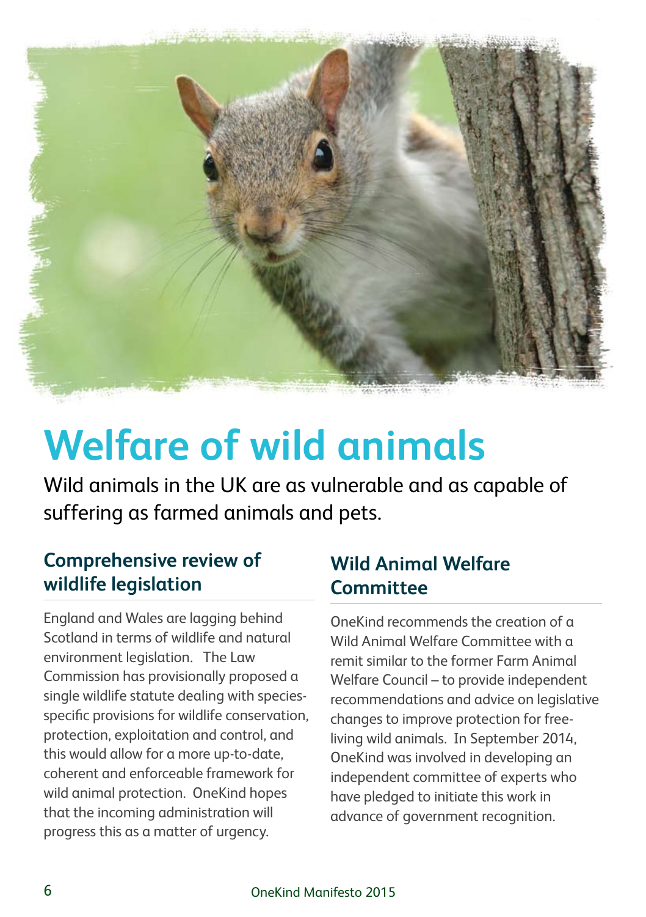# Welfare of wild animals

Wild animals in the UK are as vulnerable and as capable of suffering as farmed animals and pets.

## Comprehensive review of wildlife legislation

England and Wales are lagging behind Scotland in terms of wildlife and natural environment legislation. The Law Commission has provisionally proposed a single wildlife statute dealing with species-specific provisions for wildlife conservation, protection, exploitation and control, and this would allow for a more up-to-date, coherent and enforceable framework for wild animal protection. OneKind hopes that the incoming administration will progress this as a matter of urgency.

## Wild Animal Welfare Committee

OneKind recommends the creation of a Wild Animal Welfare Committee with a remit similar to the former Farm Animal Welfare Council – to provide independent recommendations and advice on legislative changes to improve protection for free-living wild animals. In September 2014, OneKind was involved in developing an independent committee of experts who have pledged to initiate this work in advance of government recognition.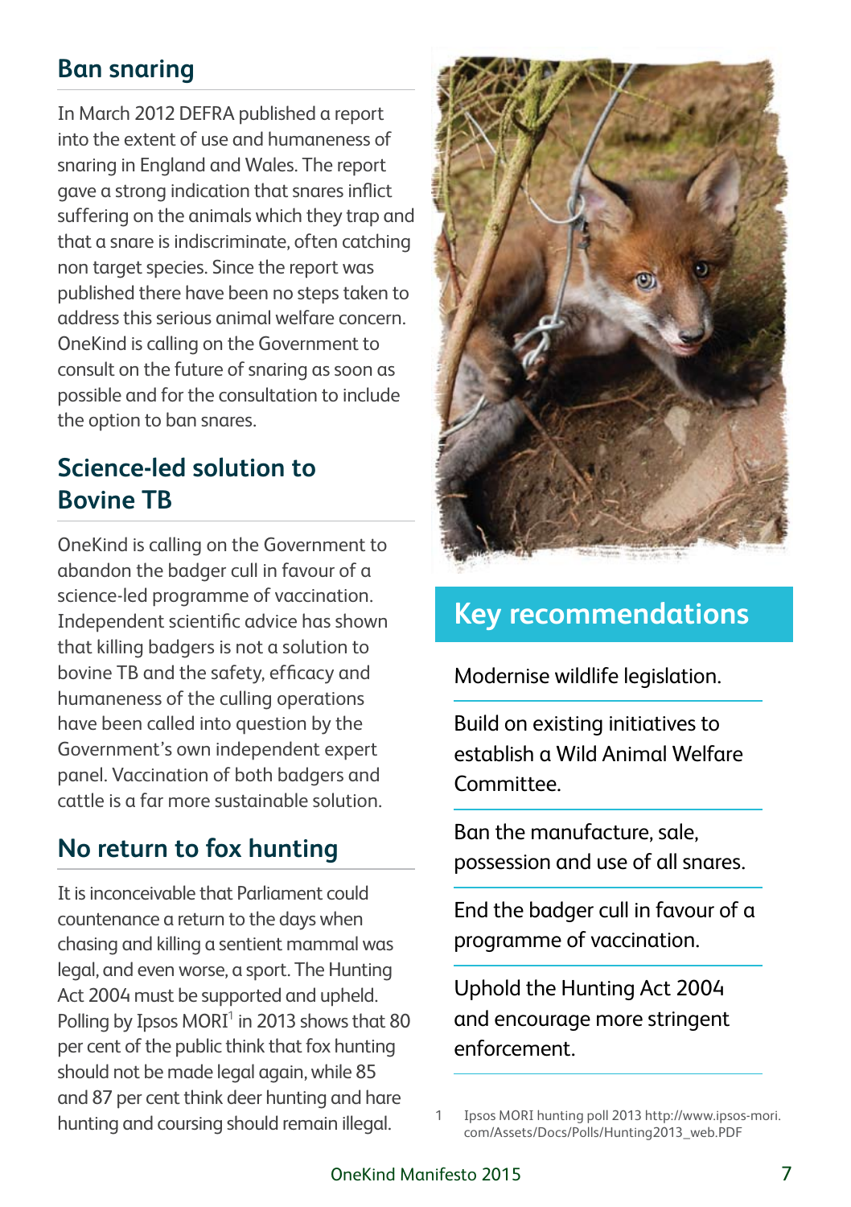## Ban snaring

In March 2012 DEFRA published a report into the extent of use and humaneness of snaring in England and Wales. The report gave a strong indication that snares inflict suffering on the animals which they trap and that a snare is indiscriminate, often catching non target species. Since the report was published there have been no steps taken to address this serious animal welfare concern. OneKind is calling on the Government to consult on the future of snaring as soon as possible and for the consultation to include the option to ban snares.

## Science-led solution to Bovine TB

OneKind is calling on the Government to abandon the badger cull in favour of a science-led programme of vaccination. Independent scientific advice has shown that killing badgers is not a solution to bovine TB and the safety, efficacy and humaneness of the culling operations have been called into question by the Government's own independent expert panel. Vaccination of both badgers and cattle is a far more sustainable solution.

## No return to fox hunting

It is inconceivable that Parliament could countenance a return to the days when chasing and killing a sentient mammal was legal, and even worse, a sport. The Hunting Act 2004 must be supported and upheld. Polling by Ipsos MORI[1] in 2013 shows that 80 per cent of the public think that fox hunting should not be made legal again, while 85 and 87 per cent think deer hunting and hare hunting and coursing should remain illegal.

## Key recommendations

- Modernise wildlife legislation.
- Build on existing initiatives to establish a Wild Animal Welfare Committee.
- Ban the manufacture, sale, possession and use of all snares.
- End the badger cull in favour of a programme of vaccination.
- Uphold the Hunting Act 2004 and encourage more stringent enforcement.

1 Ipsos MORI hunting poll 2013 http://www.ipsos-mori.com/Assets/Docs/Polls/Hunting2013_web.PDF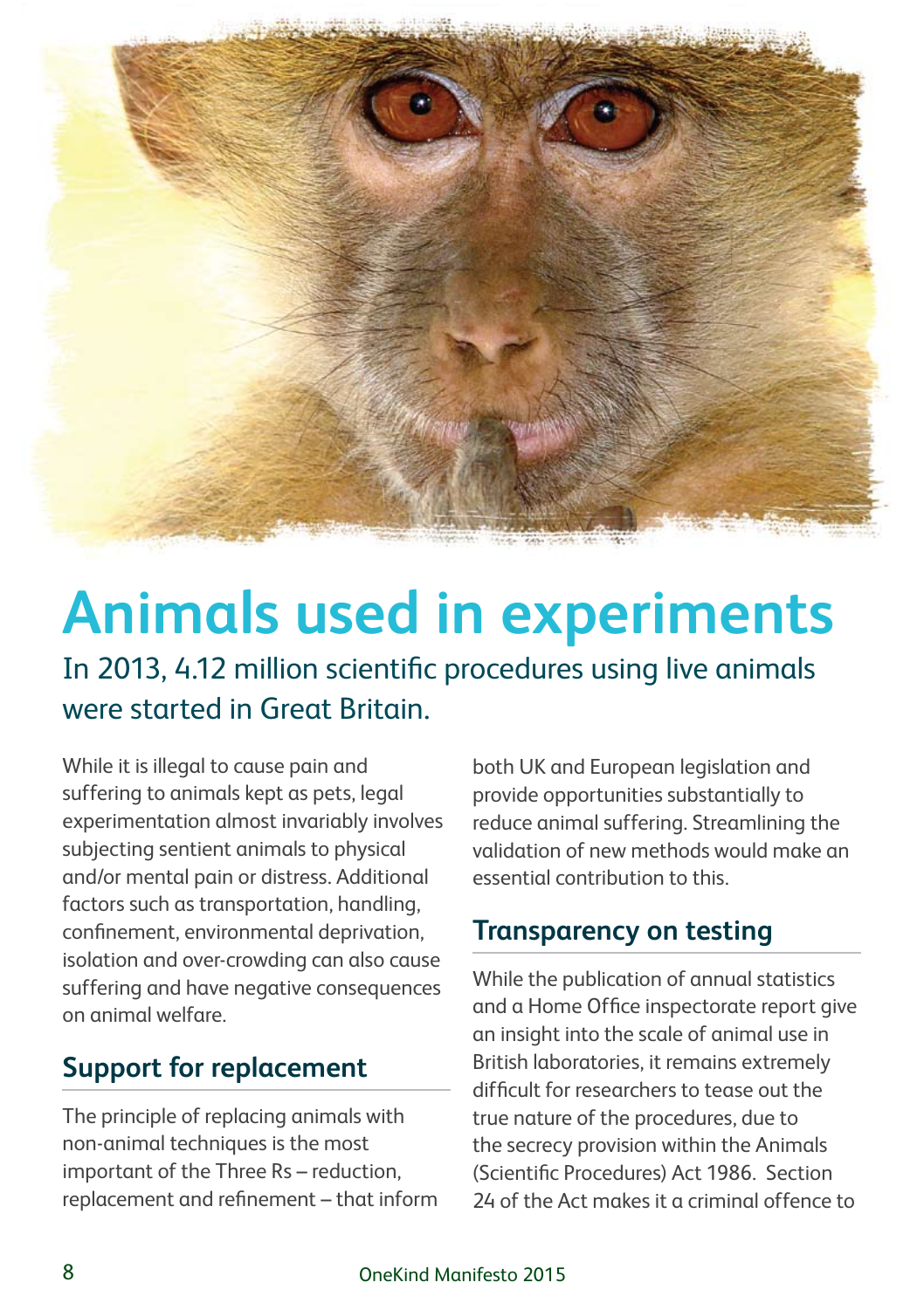// Transcription of page 8 (document 6bde62d5618c)

# Animals used in experiments

In 2013, 4.12 million scientific procedures using live animals were started in Great Britain.

While it is illegal to cause pain and suffering to animals kept as pets, legal experimentation almost invariably involves subjecting sentient animals to physical and/or mental pain or distress. Additional factors such as transportation, handling, confinement, environmental deprivation, isolation and over-crowding can also cause suffering and have negative consequences on animal welfare.

## Support for replacement

The principle of replacing animals with non-animal techniques is the most important of the Three Rs – reduction, replacement and refinement – that inform both UK and European legislation and provide opportunities substantially to reduce animal suffering. Streamlining the validation of new methods would make an essential contribution to this.

## Transparency on testing

While the publication of annual statistics and a Home Office inspectorate report give an insight into the scale of animal use in British laboratories, it remains extremely difficult for researchers to tease out the true nature of the procedures, due to the secrecy provision within the Animals (Scientific Procedures) Act 1986. Section 24 of the Act makes it a criminal offence to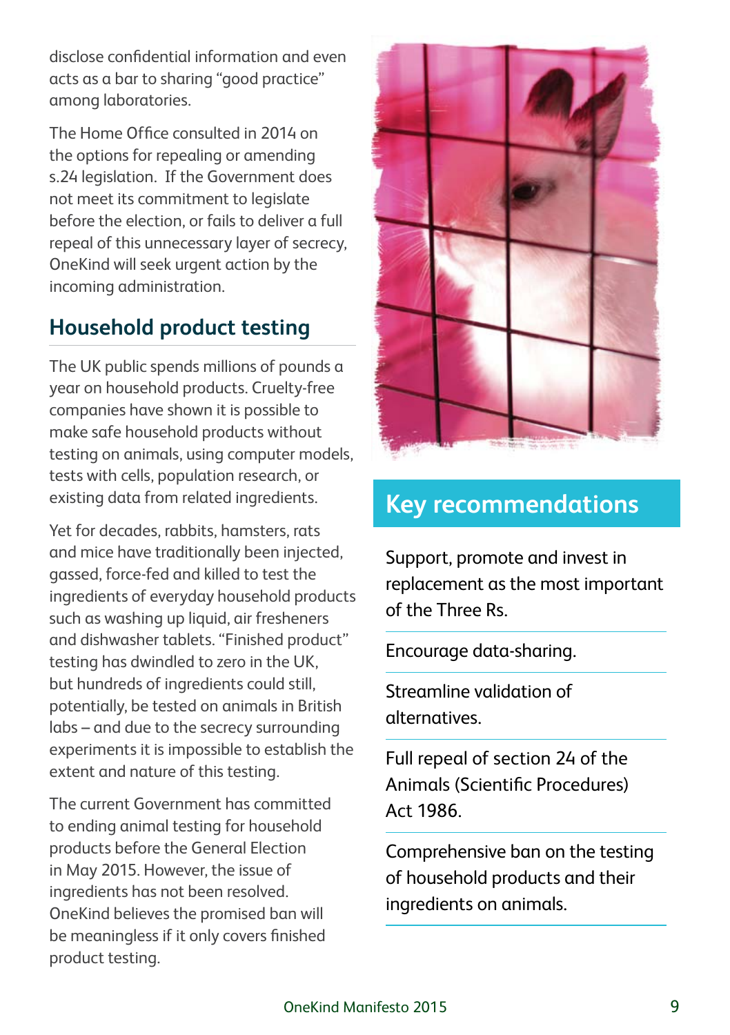disclose confidential information and even acts as a bar to sharing "good practice" among laboratories.

The Home Office consulted in 2014 on the options for repealing or amending s.24 legislation. If the Government does not meet its commitment to legislate before the election, or fails to deliver a full repeal of this unnecessary layer of secrecy, OneKind will seek urgent action by the incoming administration.

## Household product testing

The UK public spends millions of pounds a year on household products. Cruelty-free companies have shown it is possible to make safe household products without testing on animals, using computer models, tests with cells, population research, or existing data from related ingredients.

Yet for decades, rabbits, hamsters, rats and mice have traditionally been injected, gassed, force-fed and killed to test the ingredients of everyday household products such as washing up liquid, air fresheners and dishwasher tablets. "Finished product" testing has dwindled to zero in the UK, but hundreds of ingredients could still, potentially, be tested on animals in British labs – and due to the secrecy surrounding experiments it is impossible to establish the extent and nature of this testing.

The current Government has committed to ending animal testing for household products before the General Election in May 2015. However, the issue of ingredients has not been resolved. OneKind believes the promised ban will be meaningless if it only covers finished product testing.

## Key recommendations

- Support, promote and invest in replacement as the most important of the Three Rs.
- Encourage data-sharing.
- Streamline validation of alternatives.
- Full repeal of section 24 of the Animals (Scientific Procedures) Act 1986.
- Comprehensive ban on the testing of household products and their ingredients on animals.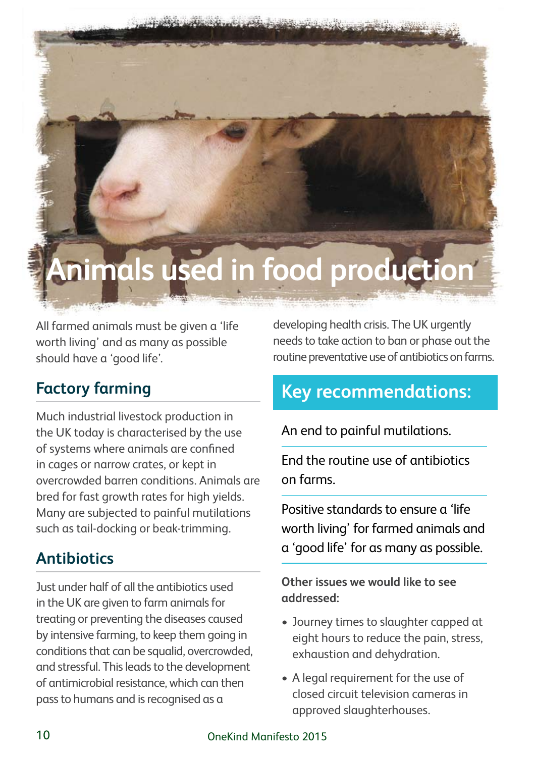# Animals used in food production

All farmed animals must be given a 'life worth living' and as many as possible should have a 'good life'.

## Factory farming

Much industrial livestock production in the UK today is characterised by the use of systems where animals are confined in cages or narrow crates, or kept in overcrowded barren conditions. Animals are bred for fast growth rates for high yields. Many are subjected to painful mutilations such as tail-docking or beak-trimming.

## Antibiotics

Just under half of all the antibiotics used in the UK are given to farm animals for treating or preventing the diseases caused by intensive farming, to keep them going in conditions that can be squalid, overcrowded, and stressful. This leads to the development of antimicrobial resistance, which can then pass to humans and is recognised as a developing health crisis. The UK urgently needs to take action to ban or phase out the routine preventative use of antibiotics on farms.

## Key recommendations:

An end to painful mutilations.

End the routine use of antibiotics on farms.

Positive standards to ensure a 'life worth living' for farmed animals and a 'good life' for as many as possible.

**Other issues we would like to see addressed:**

- Journey times to slaughter capped at eight hours to reduce the pain, stress, exhaustion and dehydration.
- A legal requirement for the use of closed circuit television cameras in approved slaughterhouses.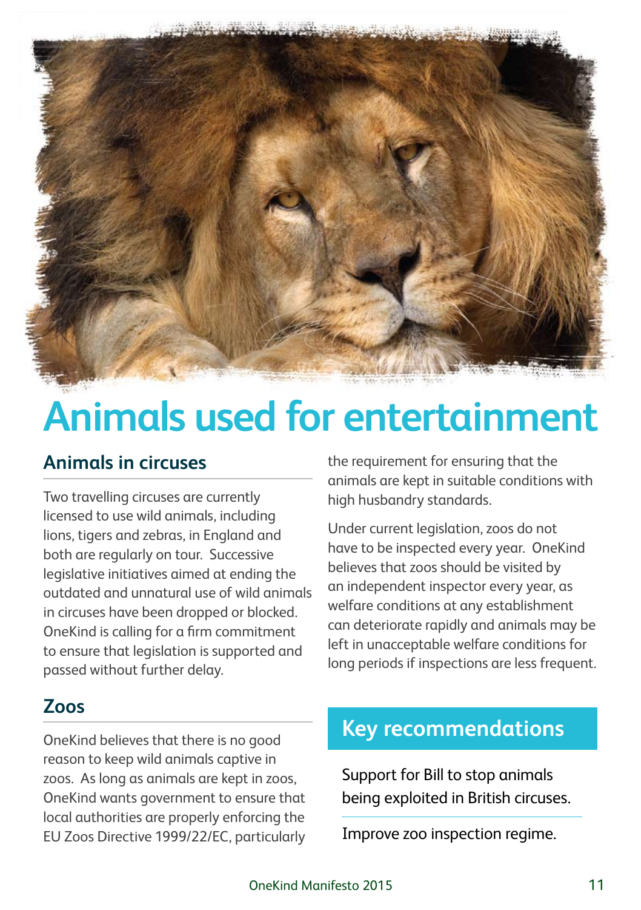# Animals used for entertainment

## Animals in circuses

Two travelling circuses are currently licensed to use wild animals, including lions, tigers and zebras, in England and both are regularly on tour. Successive legislative initiatives aimed at ending the outdated and unnatural use of wild animals in circuses have been dropped or blocked. OneKind is calling for a firm commitment to ensure that legislation is supported and passed without further delay.

## Zoos

OneKind believes that there is no good reason to keep wild animals captive in zoos. As long as animals are kept in zoos, OneKind wants government to ensure that local authorities are properly enforcing the EU Zoos Directive 1999/22/EC, particularly the requirement for ensuring that the animals are kept in suitable conditions with high husbandry standards.

Under current legislation, zoos do not have to be inspected every year. OneKind believes that zoos should be visited by an independent inspector every year, as welfare conditions at any establishment can deteriorate rapidly and animals may be left in unacceptable welfare conditions for long periods if inspections are less frequent.

## Key recommendations

Support for Bill to stop animals being exploited in British circuses.

Improve zoo inspection regime.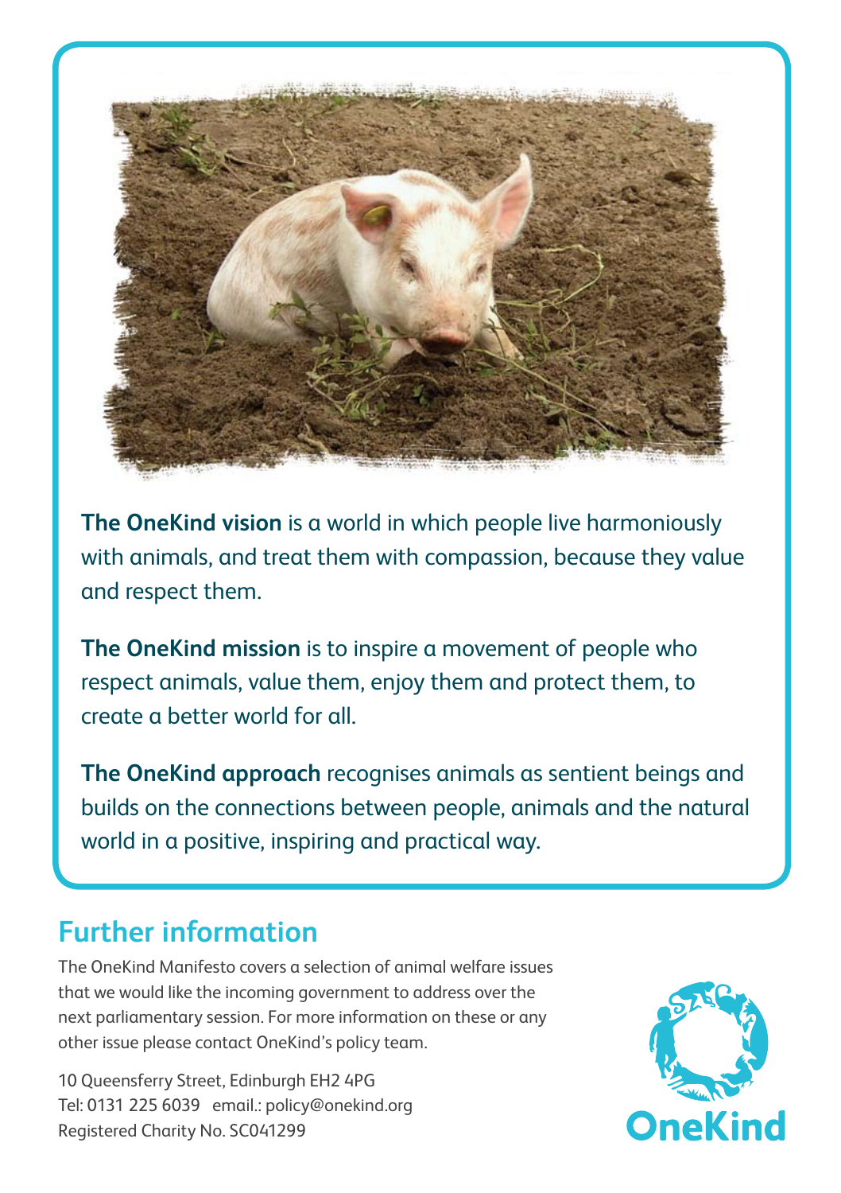**The OneKind vision** is a world in which people live harmoniously with animals, and treat them with compassion, because they value and respect them.

**The OneKind mission** is to inspire a movement of people who respect animals, value them, enjoy them and protect them, to create a better world for all.

**The OneKind approach** recognises animals as sentient beings and builds on the connections between people, animals and the natural world in a positive, inspiring and practical way.

## Further information

The OneKind Manifesto covers a selection of animal welfare issues that we would like the incoming government to address over the next parliamentary session. For more information on these or any other issue please contact OneKind's policy team.

10 Queensferry Street, Edinburgh EH2 4PG
Tel: 0131 225 6039 email.: policy@onekind.org
Registered Charity No. SC041299

OneKind